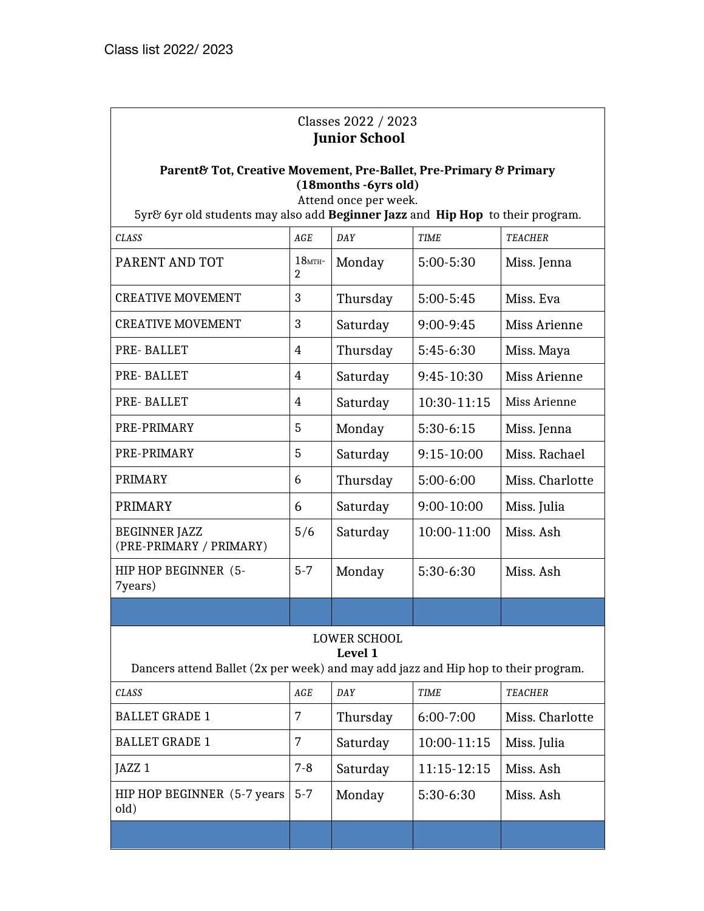Class list 2022/ 2023

Classes 2022 / 2023
## Junior School

**Parent& Tot, Creative Movement, Pre-Ballet, Pre-Primary & Primary (18months -6yrs old)**
Attend once per week.
5yr& 6yr old students may also add **Beginner Jazz** and **Hip Hop** to their program.

| *CLASS* | *AGE* | *DAY* | *TIME* | *TEACHER* |
|---|---|---|---|---|
| PARENT AND TOT | 18MTH-2 | Monday | 5:00-5:30 | Miss. Jenna |
| CREATIVE MOVEMENT | 3 | Thursday | 5:00-5:45 | Miss. Eva |
| CREATIVE MOVEMENT | 3 | Saturday | 9:00-9:45 | Miss Arienne |
| PRE- BALLET | 4 | Thursday | 5:45-6:30 | Miss. Maya |
| PRE- BALLET | 4 | Saturday | 9:45-10:30 | Miss Arienne |
| PRE- BALLET | 4 | Saturday | 10:30-11:15 | Miss Arienne |
| PRE-PRIMARY | 5 | Monday | 5:30-6:15 | Miss. Jenna |
| PRE-PRIMARY | 5 | Saturday | 9:15-10:00 | Miss. Rachael |
| PRIMARY | 6 | Thursday | 5:00-6:00 | Miss. Charlotte |
| PRIMARY | 6 | Saturday | 9:00-10:00 | Miss. Julia |
| BEGINNER JAZZ (PRE-PRIMARY / PRIMARY) | 5/6 | Saturday | 10:00-11:00 | Miss. Ash |
| HIP HOP BEGINNER (5-7years) | 5-7 | Monday | 5:30-6:30 | Miss. Ash |

LOWER SCHOOL
## Level 1

Dancers attend Ballet (2x per week) and may add jazz and Hip hop to their program.

| *CLASS* | *AGE* | *DAY* | *TIME* | *TEACHER* |
|---|---|---|---|---|
| BALLET GRADE 1 | 7 | Thursday | 6:00-7:00 | Miss. Charlotte |
| BALLET GRADE 1 | 7 | Saturday | 10:00-11:15 | Miss. Julia |
| JAZZ 1 | 7-8 | Saturday | 11:15-12:15 | Miss. Ash |
| HIP HOP BEGINNER (5-7 years old) | 5-7 | Monday | 5:30-6:30 | Miss. Ash |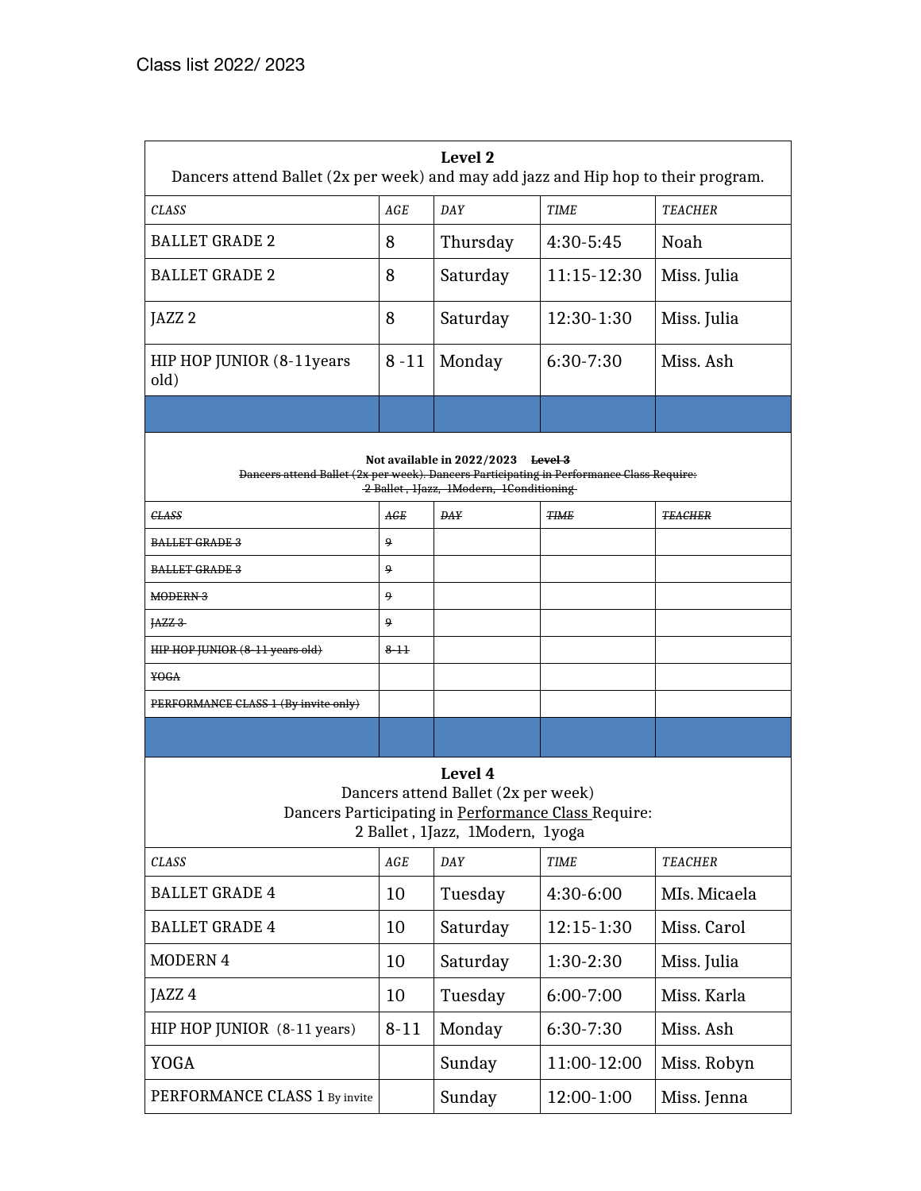Class list 2022/ 2023

| **Level 2**<br>Dancers attend Ballet (2x per week) and may add jazz and Hip hop to their program. | | | | |
|---|---|---|---|---|
| *CLASS* | *AGE* | *DAY* | *TIME* | *TEACHER* |
| BALLET GRADE 2 | 8 | Thursday | 4:30-5:45 | Noah |
| BALLET GRADE 2 | 8 | Saturday | 11:15-12:30 | Miss. Julia |
| JAZZ 2 | 8 | Saturday | 12:30-1:30 | Miss. Julia |
| HIP HOP JUNIOR (8-11years old) | 8 -11 | Monday | 6:30-7:30 | Miss. Ash |

| **Not available in 2022/2023** ~~**Level 3**~~<br>~~Dancers attend Ballet (2x per week). Dancers Participating in Performance Class Require:~~<br>~~2 Ballet , 1Jazz, 1Modern, 1Conditioning~~ | | | | |
|---|---|---|---|---|
| ~~*CLASS*~~ | ~~*AGE*~~ | ~~*DAY*~~ | ~~*TIME*~~ | ~~*TEACHER*~~ |
| ~~BALLET GRADE 3~~ | ~~9~~ | | | |
| ~~BALLET GRADE 3~~ | ~~9~~ | | | |
| ~~MODERN 3~~ | ~~9~~ | | | |
| ~~JAZZ 3~~ | ~~9~~ | | | |
| ~~HIP HOP JUNIOR (8-11 years old)~~ | ~~8-11~~ | | | |
| ~~YOGA~~ | | | | |
| ~~PERFORMANCE CLASS 1 (By invite only)~~ | | | | |

| **Level 4**<br>Dancers attend Ballet (2x per week)<br>Dancers Participating in Performance Class Require:<br>2 Ballet , 1Jazz, 1Modern, 1yoga | | | | |
|---|---|---|---|---|
| *CLASS* | *AGE* | *DAY* | *TIME* | *TEACHER* |
| BALLET GRADE 4 | 10 | Tuesday | 4:30-6:00 | MIs. Micaela |
| BALLET GRADE 4 | 10 | Saturday | 12:15-1:30 | Miss. Carol |
| MODERN 4 | 10 | Saturday | 1:30-2:30 | Miss. Julia |
| JAZZ 4 | 10 | Tuesday | 6:00-7:00 | Miss. Karla |
| HIP HOP JUNIOR (8-11 years) | 8-11 | Monday | 6:30-7:30 | Miss. Ash |
| YOGA | | Sunday | 11:00-12:00 | Miss. Robyn |
| PERFORMANCE CLASS 1 By invite | | Sunday | 12:00-1:00 | Miss. Jenna |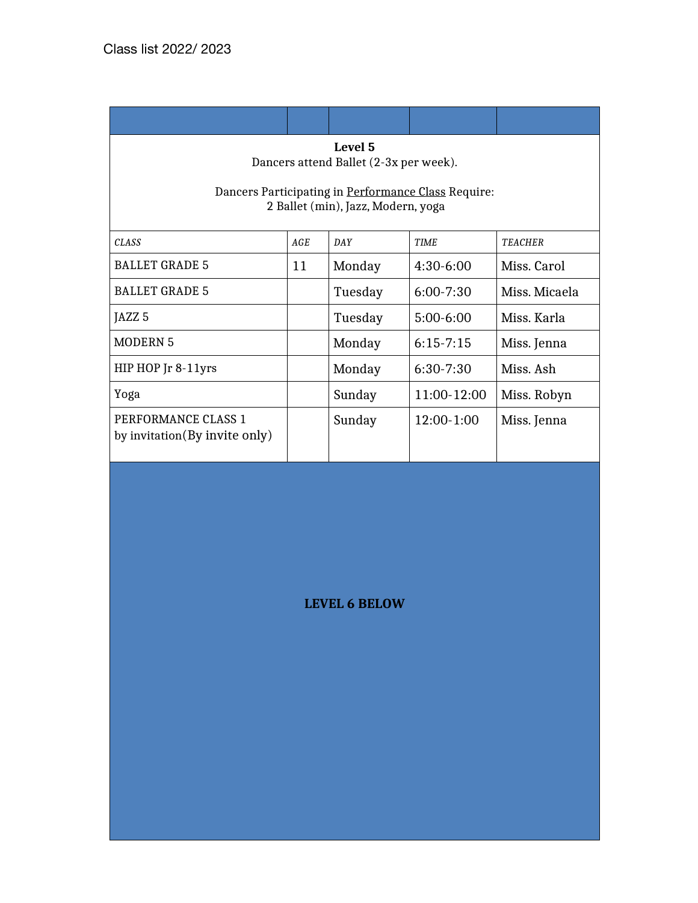Class list 2022/ 2023

**Level 5**

Dancers attend Ballet (2-3x per week).

Dancers Participating in Performance Class Require:
2 Ballet (min), Jazz, Modern, yoga

| *CLASS* | *AGE* | *DAY* | *TIME* | *TEACHER* |
|---|---|---|---|---|
| BALLET GRADE 5 | 11 | Monday | 4:30-6:00 | Miss. Carol |
| BALLET GRADE 5 | | Tuesday | 6:00-7:30 | Miss. Micaela |
| JAZZ 5 | | Tuesday | 5:00-6:00 | Miss. Karla |
| MODERN 5 | | Monday | 6:15-7:15 | Miss. Jenna |
| HIP HOP Jr 8-11yrs | | Monday | 6:30-7:30 | Miss. Ash |
| Yoga | | Sunday | 11:00-12:00 | Miss. Robyn |
| PERFORMANCE CLASS 1 by invitation(By invite only) | | Sunday | 12:00-1:00 | Miss. Jenna |

**LEVEL 6 BELOW**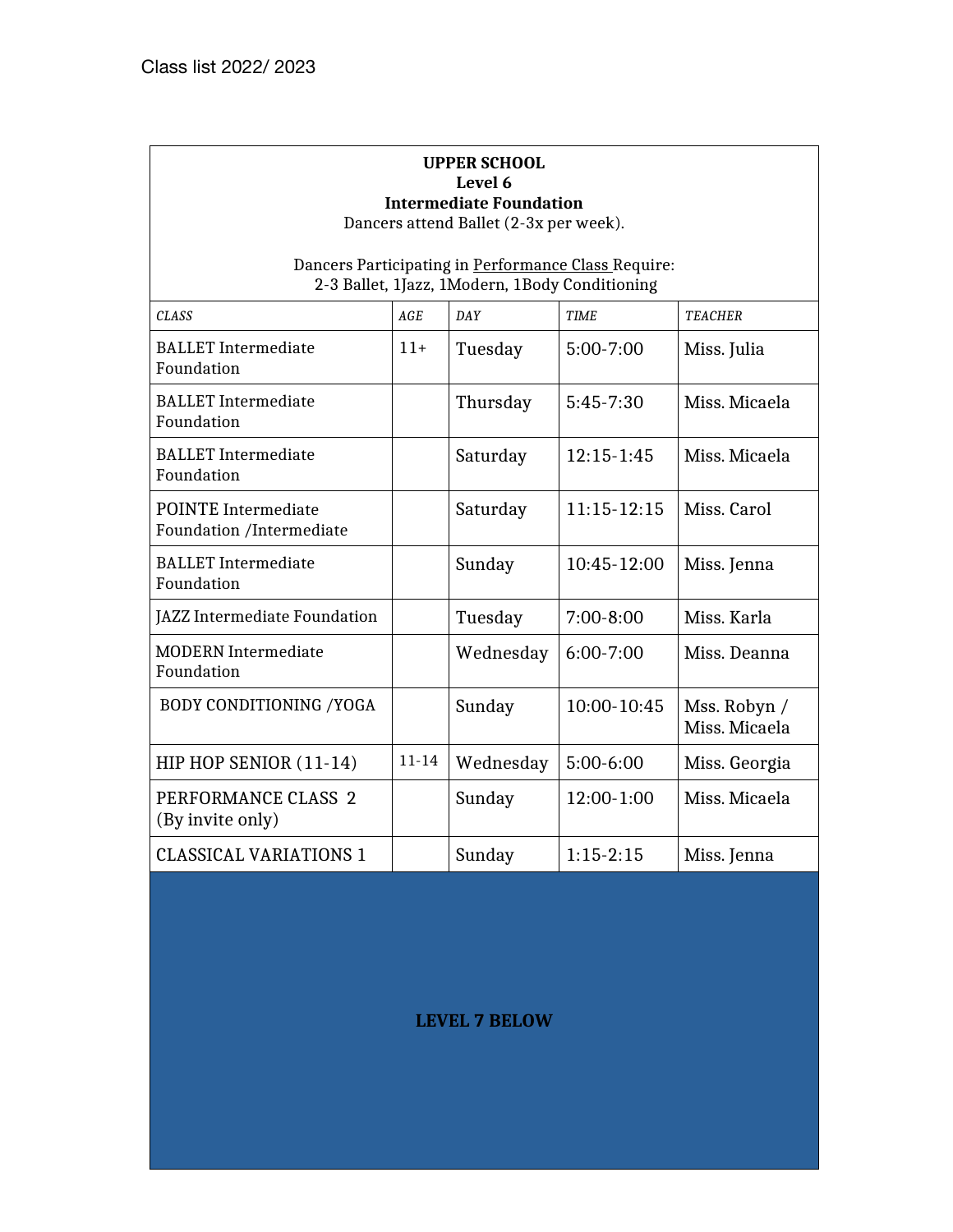Class list 2022/ 2023

**UPPER SCHOOL**
**Level 6**
**Intermediate Foundation**

Dancers attend Ballet (2-3x per week).

Dancers Participating in Performance Class Require:
2-3 Ballet, 1Jazz, 1Modern, 1Body Conditioning

| *CLASS* | *AGE* | *DAY* | *TIME* | *TEACHER* |
|---|---|---|---|---|
| BALLET Intermediate Foundation | 11+ | Tuesday | 5:00-7:00 | Miss. Julia |
| BALLET Intermediate Foundation | | Thursday | 5:45-7:30 | Miss. Micaela |
| BALLET Intermediate Foundation | | Saturday | 12:15-1:45 | Miss. Micaela |
| POINTE Intermediate Foundation /Intermediate | | Saturday | 11:15-12:15 | Miss. Carol |
| BALLET Intermediate Foundation | | Sunday | 10:45-12:00 | Miss. Jenna |
| JAZZ Intermediate Foundation | | Tuesday | 7:00-8:00 | Miss. Karla |
| MODERN Intermediate Foundation | | Wednesday | 6:00-7:00 | Miss. Deanna |
| BODY CONDITIONING /YOGA | | Sunday | 10:00-10:45 | Mss. Robyn / Miss. Micaela |
| HIP HOP SENIOR (11-14) | 11-14 | Wednesday | 5:00-6:00 | Miss. Georgia |
| PERFORMANCE CLASS 2 (By invite only) | | Sunday | 12:00-1:00 | Miss. Micaela |
| CLASSICAL VARIATIONS 1 | | Sunday | 1:15-2:15 | Miss. Jenna |

**LEVEL 7 BELOW**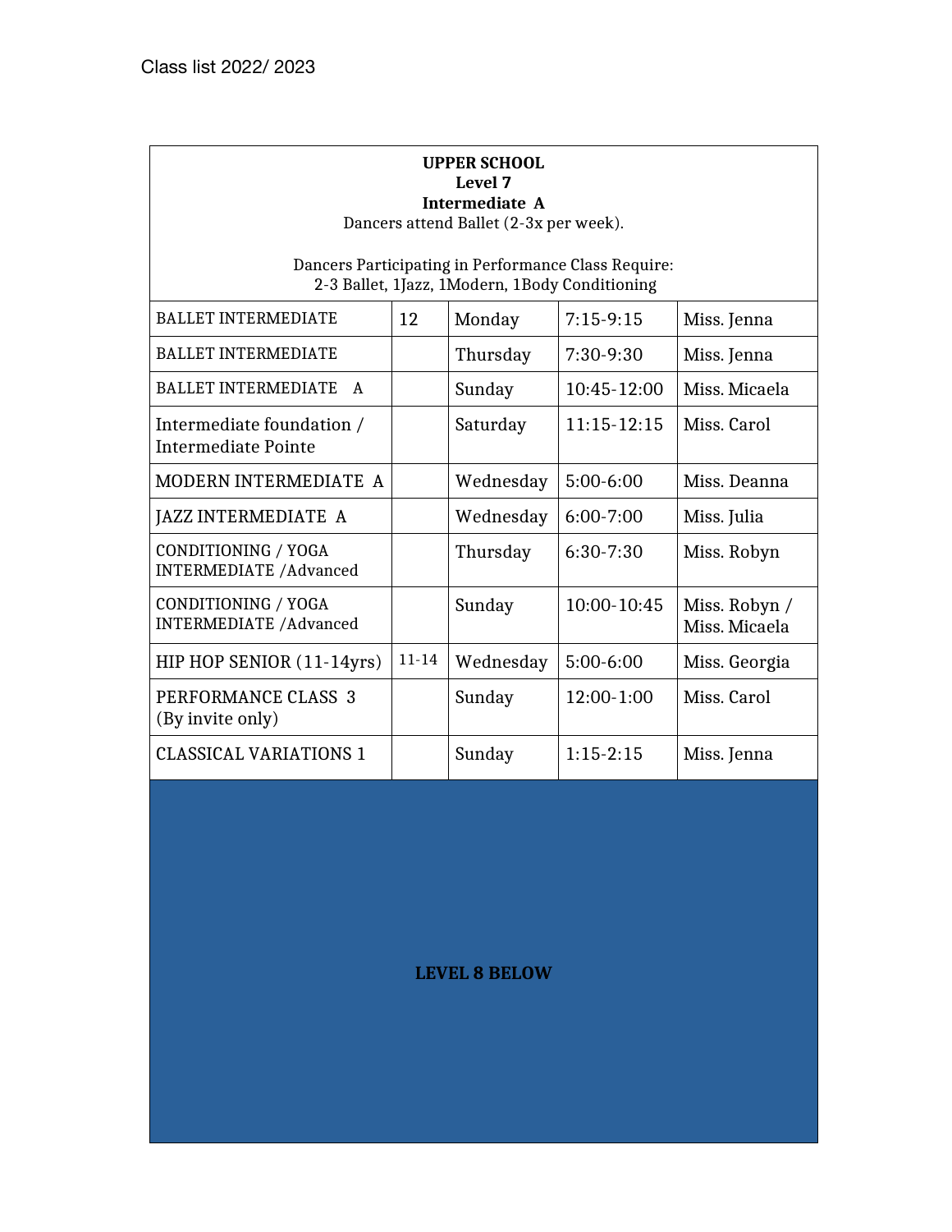Class list 2022/ 2023

**UPPER SCHOOL**
**Level 7**
**Intermediate A**
Dancers attend Ballet (2-3x per week).

Dancers Participating in Performance Class Require:
2-3 Ballet, 1Jazz, 1Modern, 1Body Conditioning

| Class | Age | Day | Time | Teacher |
|---|---|---|---|---|
| BALLET INTERMEDIATE | 12 | Monday | 7:15-9:15 | Miss. Jenna |
| BALLET INTERMEDIATE | | Thursday | 7:30-9:30 | Miss. Jenna |
| BALLET INTERMEDIATE A | | Sunday | 10:45-12:00 | Miss. Micaela |
| Intermediate foundation / Intermediate Pointe | | Saturday | 11:15-12:15 | Miss. Carol |
| MODERN INTERMEDIATE A | | Wednesday | 5:00-6:00 | Miss. Deanna |
| JAZZ INTERMEDIATE A | | Wednesday | 6:00-7:00 | Miss. Julia |
| CONDITIONING / YOGA INTERMEDIATE /Advanced | | Thursday | 6:30-7:30 | Miss. Robyn |
| CONDITIONING / YOGA INTERMEDIATE /Advanced | | Sunday | 10:00-10:45 | Miss. Robyn / Miss. Micaela |
| HIP HOP SENIOR (11-14yrs) | 11-14 | Wednesday | 5:00-6:00 | Miss. Georgia |
| PERFORMANCE CLASS 3 (By invite only) | | Sunday | 12:00-1:00 | Miss. Carol |
| CLASSICAL VARIATIONS 1 | | Sunday | 1:15-2:15 | Miss. Jenna |

**LEVEL 8 BELOW**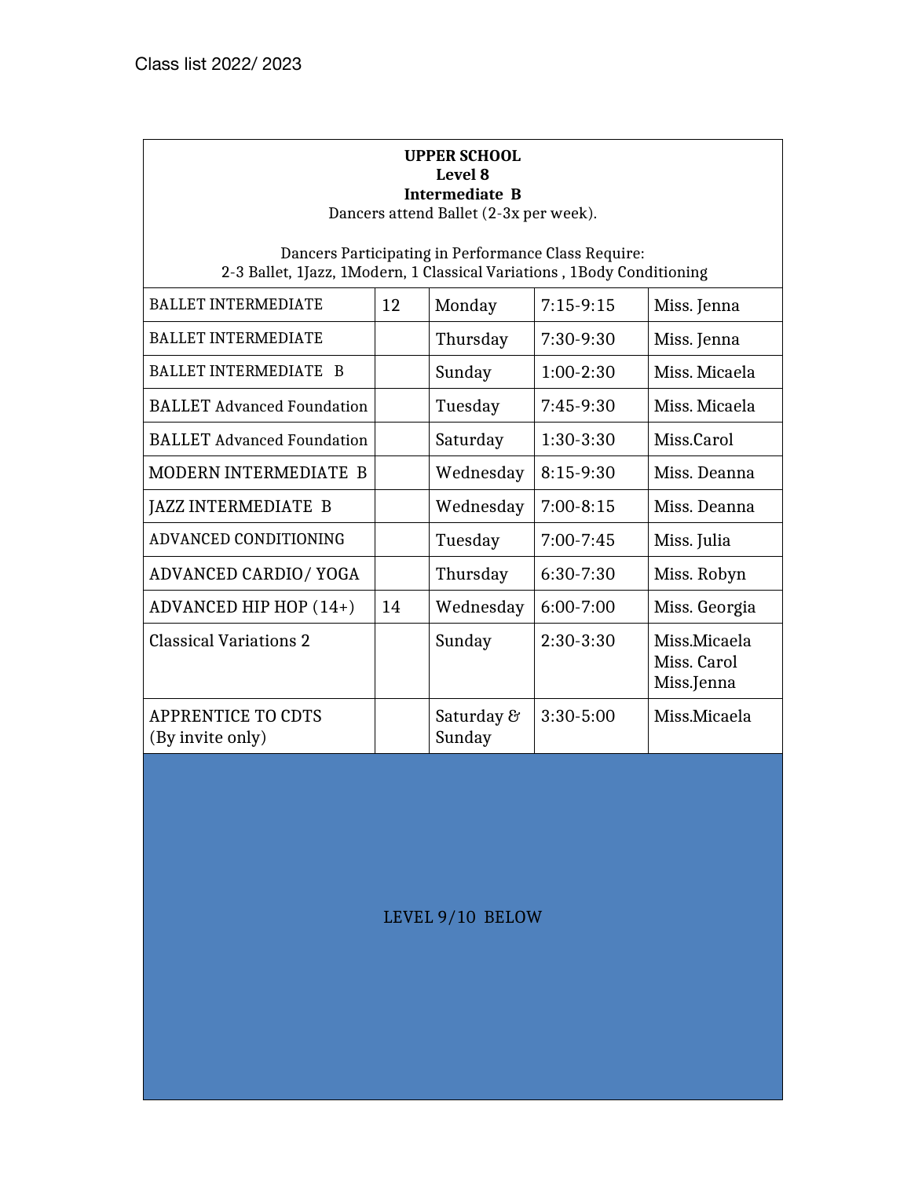Class list 2022/ 2023

**UPPER SCHOOL**
**Level 8**
**Intermediate B**
Dancers attend Ballet (2-3x per week).

Dancers Participating in Performance Class Require:
2-3 Ballet, 1Jazz, 1Modern, 1 Classical Variations , 1Body Conditioning

| | | | | |
|---|---|---|---|---|
| BALLET INTERMEDIATE | 12 | Monday | 7:15-9:15 | Miss. Jenna |
| BALLET INTERMEDIATE | | Thursday | 7:30-9:30 | Miss. Jenna |
| BALLET INTERMEDIATE B | | Sunday | 1:00-2:30 | Miss. Micaela |
| BALLET Advanced Foundation | | Tuesday | 7:45-9:30 | Miss. Micaela |
| BALLET Advanced Foundation | | Saturday | 1:30-3:30 | Miss.Carol |
| MODERN INTERMEDIATE B | | Wednesday | 8:15-9:30 | Miss. Deanna |
| JAZZ INTERMEDIATE B | | Wednesday | 7:00-8:15 | Miss. Deanna |
| ADVANCED CONDITIONING | | Tuesday | 7:00-7:45 | Miss. Julia |
| ADVANCED CARDIO/ YOGA | | Thursday | 6:30-7:30 | Miss. Robyn |
| ADVANCED HIP HOP (14+) | 14 | Wednesday | 6:00-7:00 | Miss. Georgia |
| Classical Variations 2 | | Sunday | 2:30-3:30 | Miss.Micaela Miss. Carol Miss.Jenna |
| APPRENTICE TO CDTS (By invite only) | | Saturday & Sunday | 3:30-5:00 | Miss.Micaela |

LEVEL 9/10 BELOW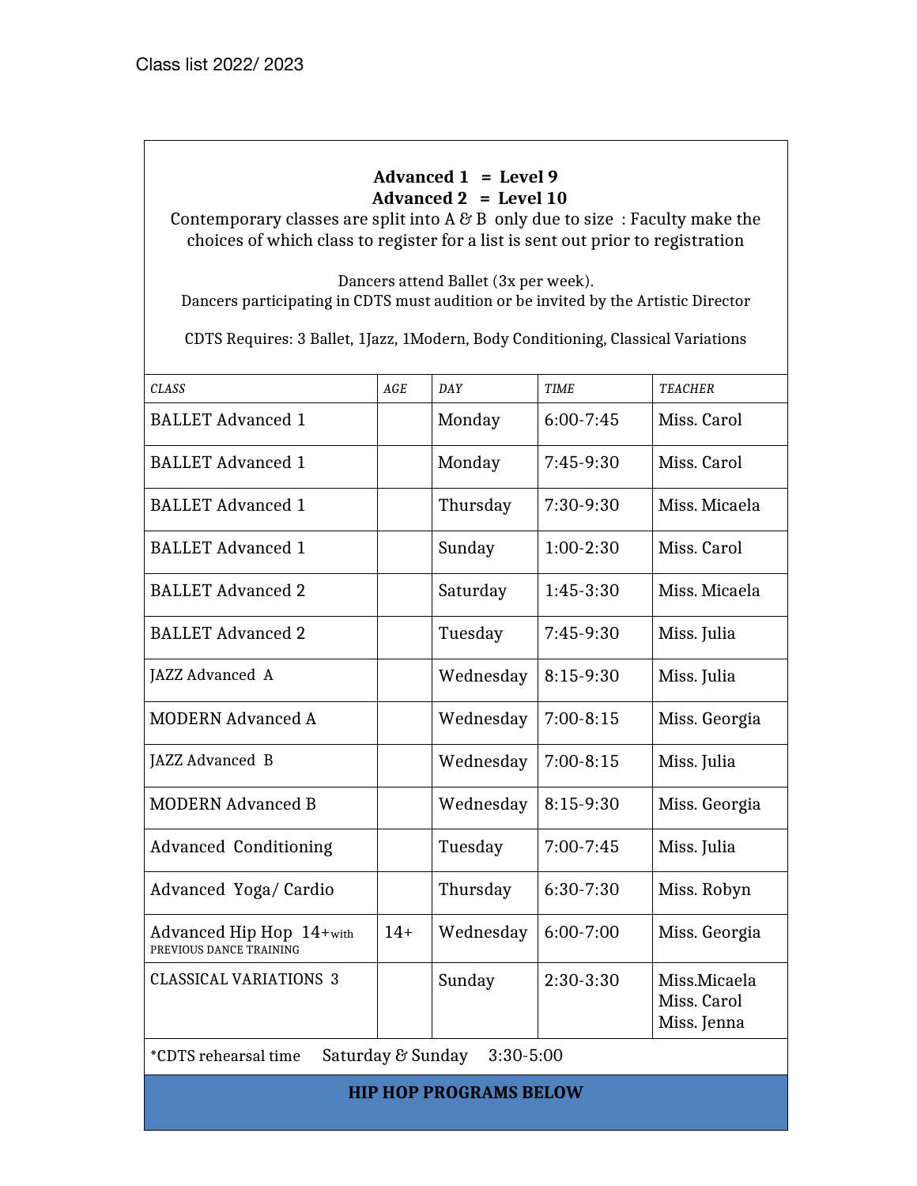Class list 2022/ 2023

**Advanced 1 = Level 9**
**Advanced 2 = Level 10**

Contemporary classes are split into A & B only due to size : Faculty make the choices of which class to register for a list is sent out prior to registration

Dancers attend Ballet (3x per week).
Dancers participating in CDTS must audition or be invited by the Artistic Director

CDTS Requires: 3 Ballet, 1Jazz, 1Modern, Body Conditioning, Classical Variations

| *CLASS* | *AGE* | *DAY* | *TIME* | *TEACHER* |
|---|---|---|---|---|
| BALLET Advanced 1 | | Monday | 6:00-7:45 | Miss. Carol |
| BALLET Advanced 1 | | Monday | 7:45-9:30 | Miss. Carol |
| BALLET Advanced 1 | | Thursday | 7:30-9:30 | Miss. Micaela |
| BALLET Advanced 1 | | Sunday | 1:00-2:30 | Miss. Carol |
| BALLET Advanced 2 | | Saturday | 1:45-3:30 | Miss. Micaela |
| BALLET Advanced 2 | | Tuesday | 7:45-9:30 | Miss. Julia |
| JAZZ Advanced A | | Wednesday | 8:15-9:30 | Miss. Julia |
| MODERN Advanced A | | Wednesday | 7:00-8:15 | Miss. Georgia |
| JAZZ Advanced B | | Wednesday | 7:00-8:15 | Miss. Julia |
| MODERN Advanced B | | Wednesday | 8:15-9:30 | Miss. Georgia |
| Advanced Conditioning | | Tuesday | 7:00-7:45 | Miss. Julia |
| Advanced Yoga/ Cardio | | Thursday | 6:30-7:30 | Miss. Robyn |
| Advanced Hip Hop 14+with PREVIOUS DANCE TRAINING | 14+ | Wednesday | 6:00-7:00 | Miss. Georgia |
| CLASSICAL VARIATIONS 3 | | Sunday | 2:30-3:30 | Miss.Micaela Miss. Carol Miss. Jenna |
| *CDTS rehearsal time Saturday & Sunday 3:30-5:00 | | | | |

**HIP HOP PROGRAMS BELOW**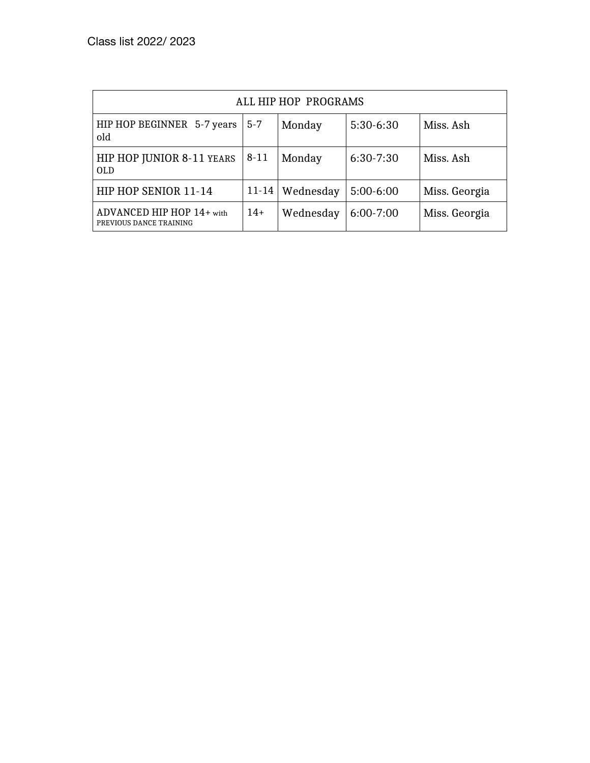Class list 2022/ 2023

| ALL HIP HOP PROGRAMS | | | | |
|---|---|---|---|---|
| HIP HOP BEGINNER 5-7 years old | 5-7 | Monday | 5:30-6:30 | Miss. Ash |
| HIP HOP JUNIOR 8-11 YEARS OLD | 8-11 | Monday | 6:30-7:30 | Miss. Ash |
| HIP HOP SENIOR 11-14 | 11-14 | Wednesday | 5:00-6:00 | Miss. Georgia |
| ADVANCED HIP HOP 14+ with PREVIOUS DANCE TRAINING | 14+ | Wednesday | 6:00-7:00 | Miss. Georgia |